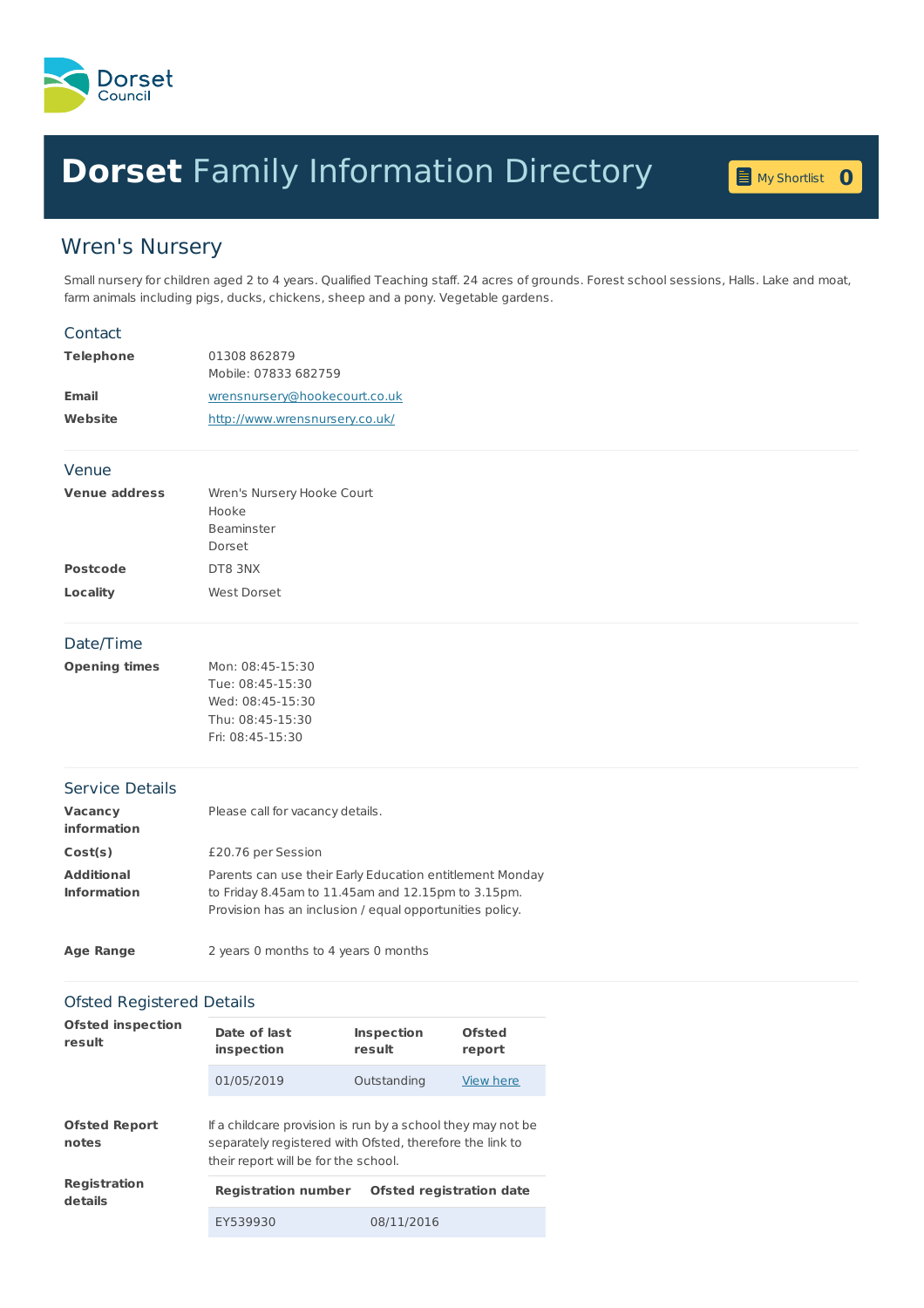Dorset Council

# Dorset Family Information Directory

My Shortlist 0

## Wren's Nursery

Small nursery for children aged 2 to 4 years. Qualified Teaching staff. 24 acres of grounds. Forest school sessions, Halls. Lake and moat, farm animals including pigs, ducks, chickens, sheep and a pony. Vegetable gardens.

### Contact

**Telephone** 01308 862879
Mobile: 07833 682759

**Email** wrensnursery@hookecourt.co.uk

**Website** http://www.wrensnursery.co.uk/

### Venue

**Venue address** Wren's Nursery Hooke Court
Hooke
Beaminster
Dorset

**Postcode** DT8 3NX

**Locality** West Dorset

### Date/Time

**Opening times**
Mon: 08:45-15:30
Tue: 08:45-15:30
Wed: 08:45-15:30
Thu: 08:45-15:30
Fri: 08:45-15:30

### Service Details

**Vacancy information** Please call for vacancy details.

**Cost(s)** £20.76 per Session

**Additional Information** Parents can use their Early Education entitlement Monday to Friday 8.45am to 11.45am and 12.15pm to 3.15pm.
Provision has an inclusion / equal opportunities policy.

**Age Range** 2 years 0 months to 4 years 0 months

### Ofsted Registered Details

**Ofsted inspection result**

| Date of last inspection | Inspection result | Ofsted report |
|---|---|---|
| 01/05/2019 | Outstanding | View here |

**Ofsted Report notes** If a childcare provision is run by a school they may not be separately registered with Ofsted, therefore the link to their report will be for the school.

**Registration details**

| Registration number | Ofsted registration date |
|---|---|
| EY539930 | 08/11/2016 |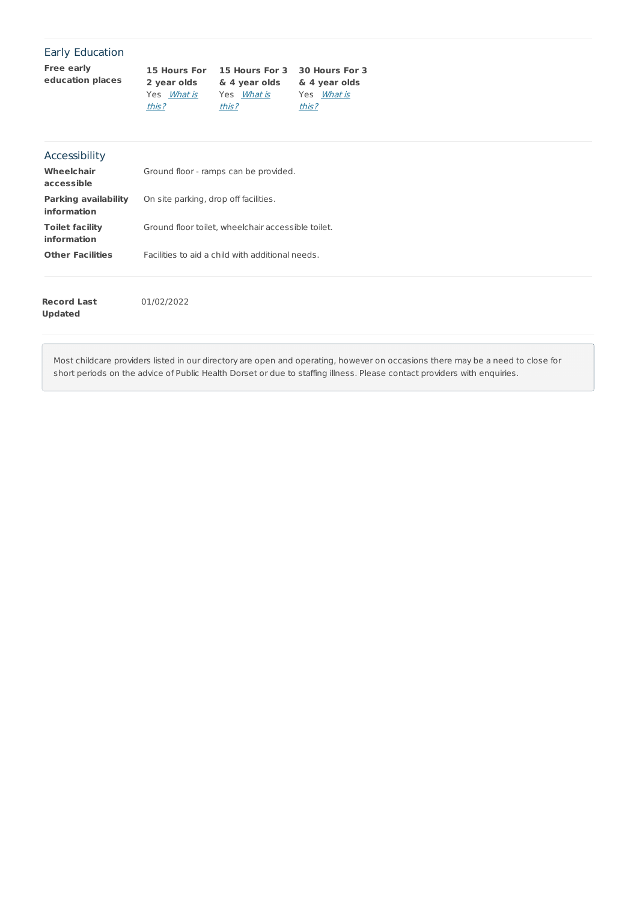## Early Education

| Free early education places | 15 Hours For 2 year olds | 15 Hours For 3 & 4 year olds | 30 Hours For 3 & 4 year olds |
|---|---|---|---|
| | Yes *What is this?* | Yes *What is this?* | Yes *What is this?* |

## Accessibility

| | |
|---|---|
| **Wheelchair accessible** | Ground floor - ramps can be provided. |
| **Parking availability information** | On site parking, drop off facilities. |
| **Toilet facility information** | Ground floor toilet, wheelchair accessible toilet. |
| **Other Facilities** | Facilities to aid a child with additional needs. |

| | |
|---|---|
| **Record Last Updated** | 01/02/2022 |

Most childcare providers listed in our directory are open and operating, however on occasions there may be a need to close for short periods on the advice of Public Health Dorset or due to staffing illness. Please contact providers with enquiries.